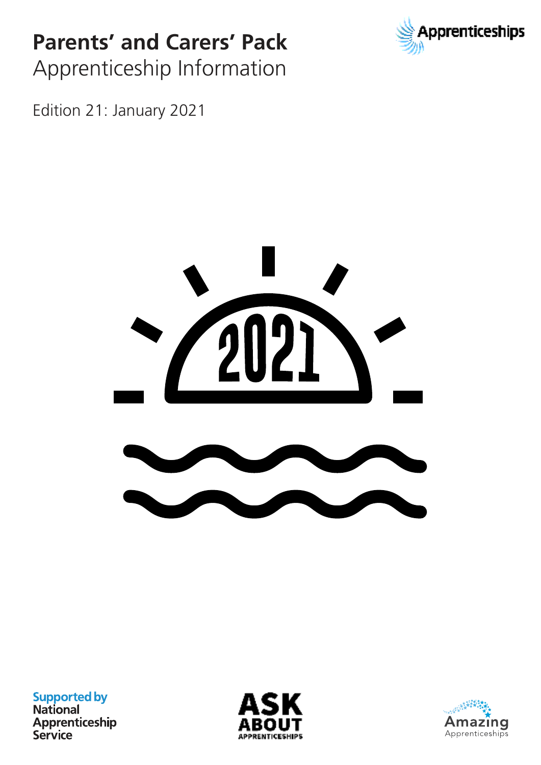# Parents' and Carers' Pack

## Apprenticeship Information

Edition 21: January 2021

2021

Supported by National Apprenticeship Service

ASK ABOUT APPRENTICESHIPS

Amazing Apprenticeships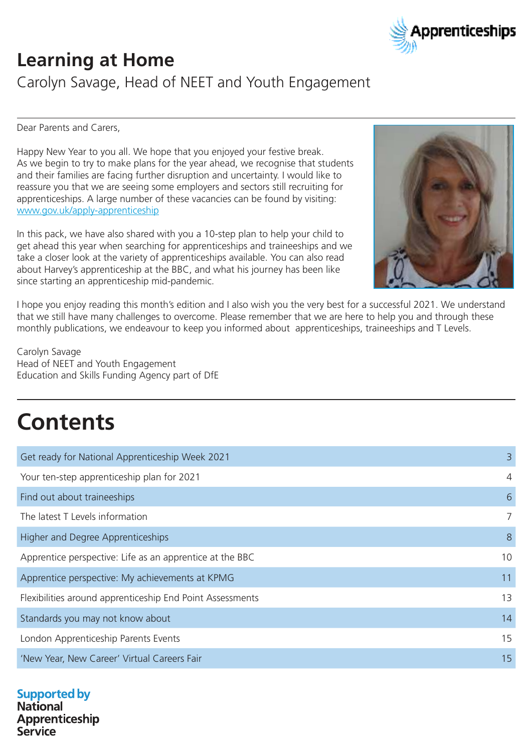# Learning at Home

Carolyn Savage, Head of NEET and Youth Engagement

Dear Parents and Carers,

Happy New Year to you all. We hope that you enjoyed your festive break. As we begin to try to make plans for the year ahead, we recognise that students and their families are facing further disruption and uncertainty. I would like to reassure you that we are seeing some employers and sectors still recruiting for apprenticeships. A large number of these vacancies can be found by visiting: [www.gov.uk/apply-apprenticeship](http://www.gov.uk/apply-apprenticeship)

In this pack, we have also shared with you a 10-step plan to help your child to get ahead this year when searching for apprenticeships and traineeships and we take a closer look at the variety of apprenticeships available. You can also read about Harvey's apprenticeship at the BBC, and what his journey has been like since starting an apprenticeship mid-pandemic.

I hope you enjoy reading this month's edition and I also wish you the very best for a successful 2021. We understand that we still have many challenges to overcome. Please remember that we are here to help you and through these monthly publications, we endeavour to keep you informed about apprenticeships, traineeships and T Levels.

Carolyn Savage
Head of NEET and Youth Engagement
Education and Skills Funding Agency part of DfE

# Contents

| | |
|---|---|
| Get ready for National Apprenticeship Week 2021 | 3 |
| Your ten-step apprenticeship plan for 2021 | 4 |
| Find out about traineeships | 6 |
| The latest T Levels information | 7 |
| Higher and Degree Apprenticeships | 8 |
| Apprentice perspective: Life as an apprentice at the BBC | 10 |
| Apprentice perspective: My achievements at KPMG | 11 |
| Flexibilities around apprenticeship End Point Assessments | 13 |
| Standards you may not know about | 14 |
| London Apprenticeship Parents Events | 15 |
| 'New Year, New Career' Virtual Careers Fair | 15 |

**Supported by National Apprenticeship Service**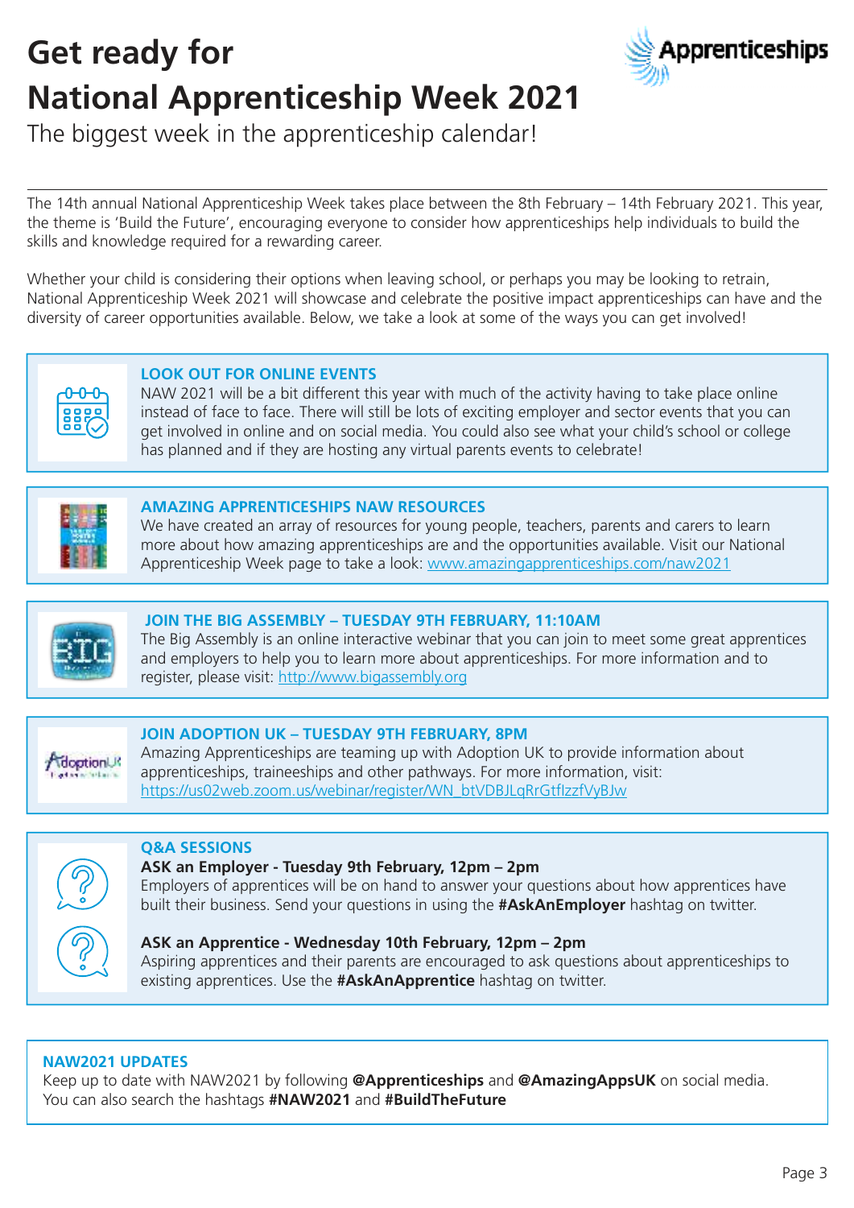# Get ready for National Apprenticeship Week 2021

The biggest week in the apprenticeship calendar!

The 14th annual National Apprenticeship Week takes place between the 8th February – 14th February 2021. This year, the theme is 'Build the Future', encouraging everyone to consider how apprenticeships help individuals to build the skills and knowledge required for a rewarding career.

Whether your child is considering their options when leaving school, or perhaps you may be looking to retrain, National Apprenticeship Week 2021 will showcase and celebrate the positive impact apprenticeships can have and the diversity of career opportunities available. Below, we take a look at some of the ways you can get involved!

### LOOK OUT FOR ONLINE EVENTS

NAW 2021 will be a bit different this year with much of the activity having to take place online instead of face to face. There will still be lots of exciting employer and sector events that you can get involved in online and on social media. You could also see what your child's school or college has planned and if they are hosting any virtual parents events to celebrate!

### AMAZING APPRENTICESHIPS NAW RESOURCES

We have created an array of resources for young people, teachers, parents and carers to learn more about how amazing apprenticeships are and the opportunities available. Visit our National Apprenticeship Week page to take a look: www.amazingapprenticeships.com/naw2021

### JOIN THE BIG ASSEMBLY – TUESDAY 9TH FEBRUARY, 11:10AM

The Big Assembly is an online interactive webinar that you can join to meet some great apprentices and employers to help you to learn more about apprenticeships. For more information and to register, please visit: http://www.bigassembly.org

### JOIN ADOPTION UK – TUESDAY 9TH FEBRUARY, 8PM

Amazing Apprenticeships are teaming up with Adoption UK to provide information about apprenticeships, traineeships and other pathways. For more information, visit: https://us02web.zoom.us/webinar/register/WN_btVDBJLqRrGtflzzfVyBJw

### Q&A SESSIONS

**ASK an Employer - Tuesday 9th February, 12pm – 2pm**
Employers of apprentices will be on hand to answer your questions about how apprentices have built their business. Send your questions in using the **#AskAnEmployer** hashtag on twitter.

**ASK an Apprentice - Wednesday 10th February, 12pm – 2pm**
Aspiring apprentices and their parents are encouraged to ask questions about apprenticeships to existing apprentices. Use the **#AskAnApprentice** hashtag on twitter.

### NAW2021 UPDATES

Keep up to date with NAW2021 by following **@Apprenticeships** and **@AmazingAppsUK** on social media. You can also search the hashtags **#NAW2021** and **#BuildTheFuture**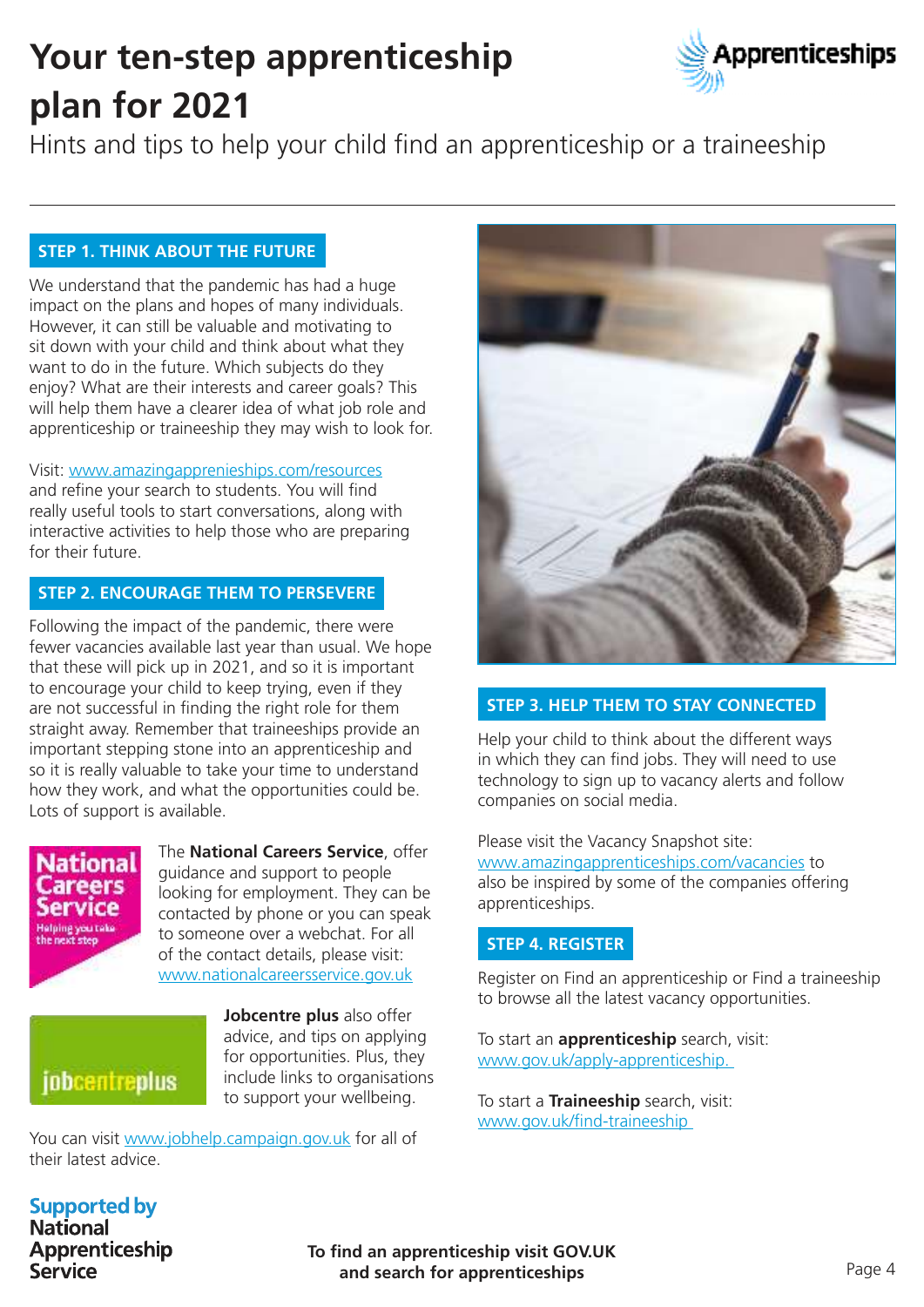# Your ten-step apprenticeship plan for 2021

Hints and tips to help your child find an apprenticeship or a traineeship

## STEP 1. THINK ABOUT THE FUTURE

We understand that the pandemic has had a huge impact on the plans and hopes of many individuals. However, it can still be valuable and motivating to sit down with your child and think about what they want to do in the future. Which subjects do they enjoy? What are their interests and career goals? This will help them have a clearer idea of what job role and apprenticeship or traineeship they may wish to look for.

Visit: www.amazingapprenieships.com/resources and refine your search to students. You will find really useful tools to start conversations, along with interactive activities to help those who are preparing for their future.

## STEP 2. ENCOURAGE THEM TO PERSEVERE

Following the impact of the pandemic, there were fewer vacancies available last year than usual. We hope that these will pick up in 2021, and so it is important to encourage your child to keep trying, even if they are not successful in finding the right role for them straight away. Remember that traineeships provide an important stepping stone into an apprenticeship and so it is really valuable to take your time to understand how they work, and what the opportunities could be. Lots of support is available.

The **National Careers Service**, offer guidance and support to people looking for employment. They can be contacted by phone or you can speak to someone over a webchat. For all of the contact details, please visit: www.nationalcareersservice.gov.uk

**Jobcentre plus** also offer advice, and tips on applying for opportunities. Plus, they include links to organisations to support your wellbeing.

You can visit www.jobhelp.campaign.gov.uk for all of their latest advice.

## STEP 3. HELP THEM TO STAY CONNECTED

Help your child to think about the different ways in which they can find jobs. They will need to use technology to sign up to vacancy alerts and follow companies on social media.

Please visit the Vacancy Snapshot site: www.amazingapprenticeships.com/vacancies to also be inspired by some of the companies offering apprenticeships.

## STEP 4. REGISTER

Register on Find an apprenticeship or Find a traineeship to browse all the latest vacancy opportunities.

To start an **apprenticeship** search, visit: www.gov.uk/apply-apprenticeship.

To start a **Traineeship** search, visit: www.gov.uk/find-traineeship

Supported by National Apprenticeship Service

**To find an apprenticeship visit GOV.UK and search for apprenticeships**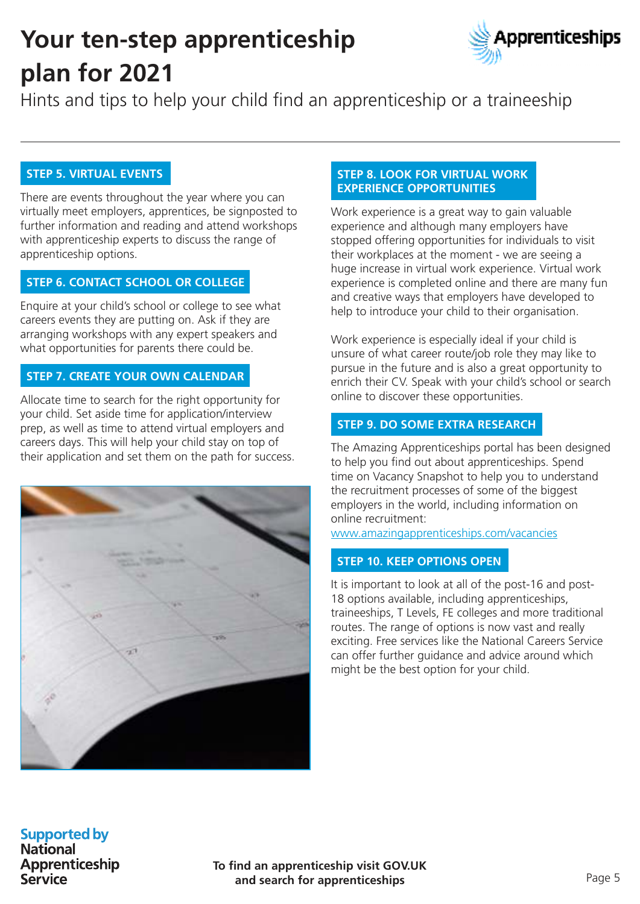# Your ten-step apprenticeship plan for 2021

Hints and tips to help your child find an apprenticeship or a traineeship

## STEP 5. VIRTUAL EVENTS

There are events throughout the year where you can virtually meet employers, apprentices, be signposted to further information and reading and attend workshops with apprenticeship experts to discuss the range of apprenticeship options.

## STEP 6. CONTACT SCHOOL OR COLLEGE

Enquire at your child's school or college to see what careers events they are putting on. Ask if they are arranging workshops with any expert speakers and what opportunities for parents there could be.

## STEP 7. CREATE YOUR OWN CALENDAR

Allocate time to search for the right opportunity for your child. Set aside time for application/interview prep, as well as time to attend virtual employers and careers days. This will help your child stay on top of their application and set them on the path for success.

## STEP 8. LOOK FOR VIRTUAL WORK EXPERIENCE OPPORTUNITIES

Work experience is a great way to gain valuable experience and although many employers have stopped offering opportunities for individuals to visit their workplaces at the moment - we are seeing a huge increase in virtual work experience. Virtual work experience is completed online and there are many fun and creative ways that employers have developed to help to introduce your child to their organisation.

Work experience is especially ideal if your child is unsure of what career route/job role they may like to pursue in the future and is also a great opportunity to enrich their CV. Speak with your child's school or search online to discover these opportunities.

## STEP 9. DO SOME EXTRA RESEARCH

The Amazing Apprenticeships portal has been designed to help you find out about apprenticeships. Spend time on Vacancy Snapshot to help you to understand the recruitment processes of some of the biggest employers in the world, including information on online recruitment:
www.amazingapprenticeships.com/vacancies

## STEP 10. KEEP OPTIONS OPEN

It is important to look at all of the post-16 and post-18 options available, including apprenticeships, traineeships, T Levels, FE colleges and more traditional routes. The range of options is now vast and really exciting. Free services like the National Careers Service can offer further guidance and advice around which might be the best option for your child.

Supported by National Apprenticeship Service

**To find an apprenticeship visit GOV.UK and search for apprenticeships**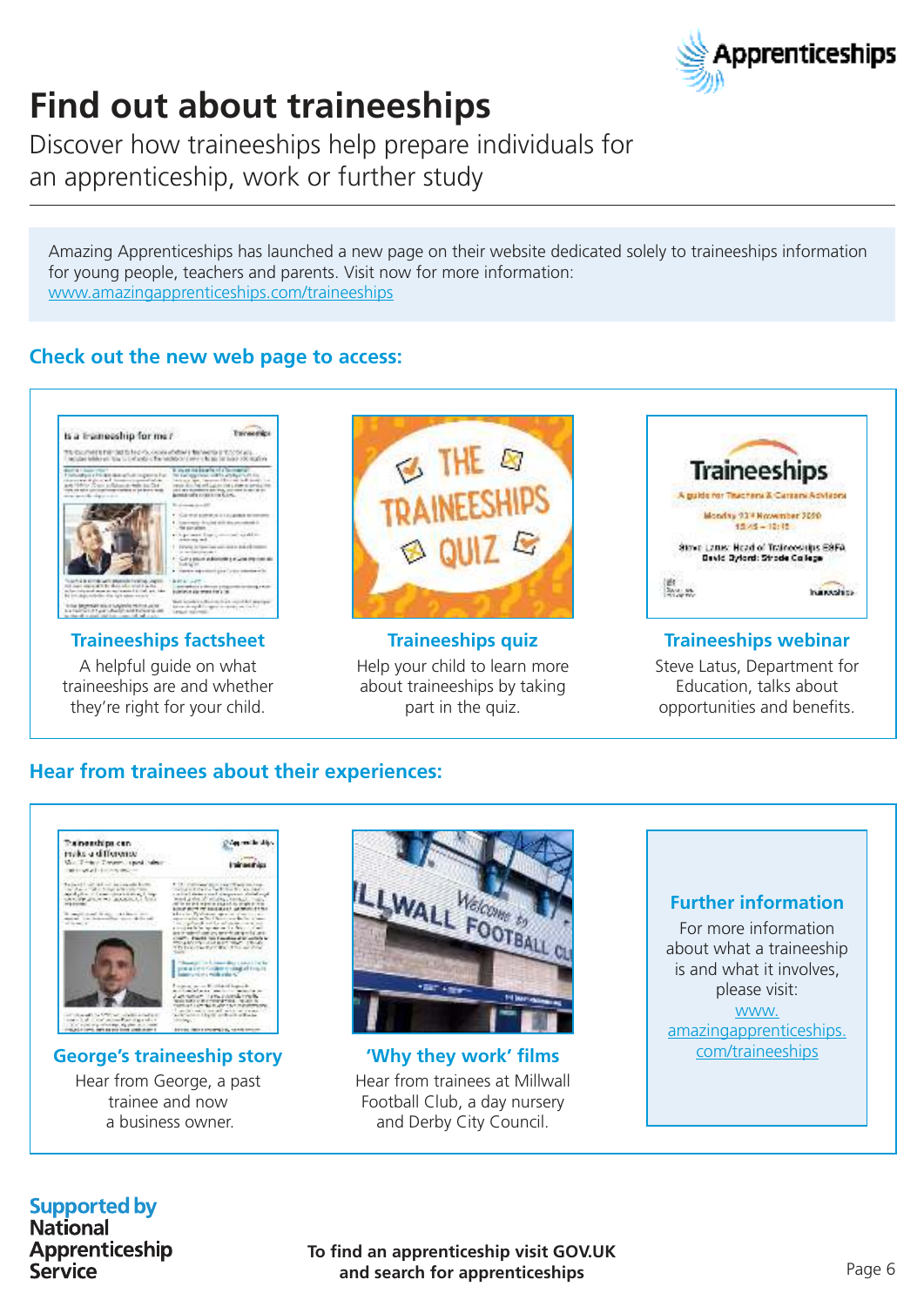# Find out about traineeships

Discover how traineeships help prepare individuals for an apprenticeship, work or further study

Amazing Apprenticeships has launched a new page on their website dedicated solely to traineeships information for young people, teachers and parents. Visit now for more information: www.amazingapprenticeships.com/traineeships

## Check out the new web page to access:

### Traineeships factsheet

A helpful guide on what traineeships are and whether they're right for your child.

### Traineeships quiz

Help your child to learn more about traineeships by taking part in the quiz.

### Traineeships webinar

Steve Latus, Department for Education, talks about opportunities and benefits.

## Hear from trainees about their experiences:

### George's traineeship story

Hear from George, a past trainee and now a business owner.

### 'Why they work' films

Hear from trainees at Millwall Football Club, a day nursery and Derby City Council.

### Further information

For more information about what a traineeship is and what it involves, please visit: www.amazingapprenticeships.com/traineeships

Supported by National Apprenticeship Service

**To find an apprenticeship visit GOV.UK and search for apprenticeships**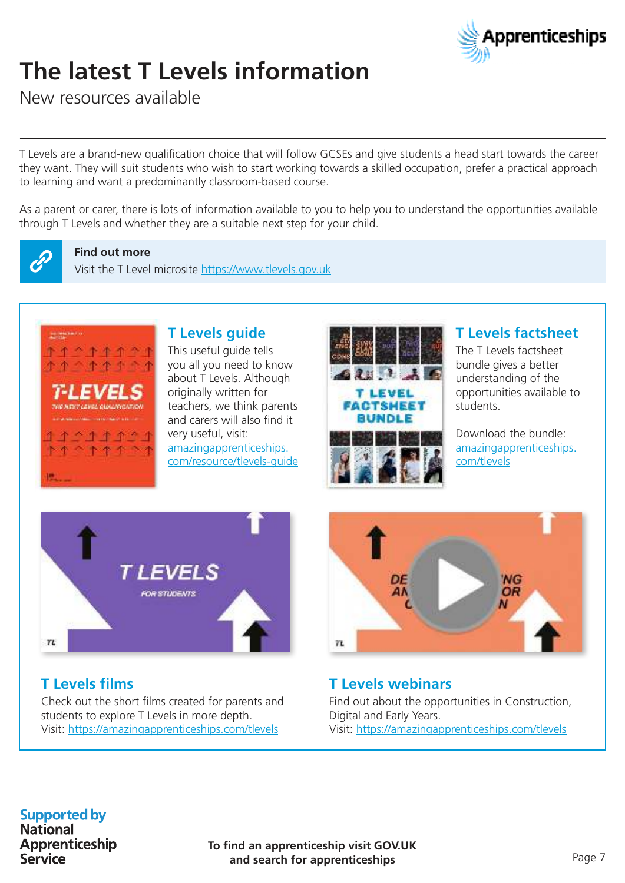# The latest T Levels information

New resources available

T Levels are a brand-new qualification choice that will follow GCSEs and give students a head start towards the career they want. They will suit students who wish to start working towards a skilled occupation, prefer a practical approach to learning and want a predominantly classroom-based course.

As a parent or carer, there is lots of information available to you to help you to understand the opportunities available through T Levels and whether they are a suitable next step for your child.

**Find out more**

Visit the T Level microsite https://www.tlevels.gov.uk

## T Levels guide

This useful guide tells you all you need to know about T Levels. Although originally written for teachers, we think parents and carers will also find it very useful, visit: amazingapprenticeships.com/resource/tlevels-guide

## T Levels factsheet

The T Levels factsheet bundle gives a better understanding of the opportunities available to students.

Download the bundle: amazingapprenticeships.com/tlevels

## T Levels films

Check out the short films created for parents and students to explore T Levels in more depth.
Visit: https://amazingapprenticeships.com/tlevels

## T Levels webinars

Find out about the opportunities in Construction, Digital and Early Years.
Visit: https://amazingapprenticeships.com/tlevels

Supported by National Apprenticeship Service

**To find an apprenticeship visit GOV.UK and search for apprenticeships**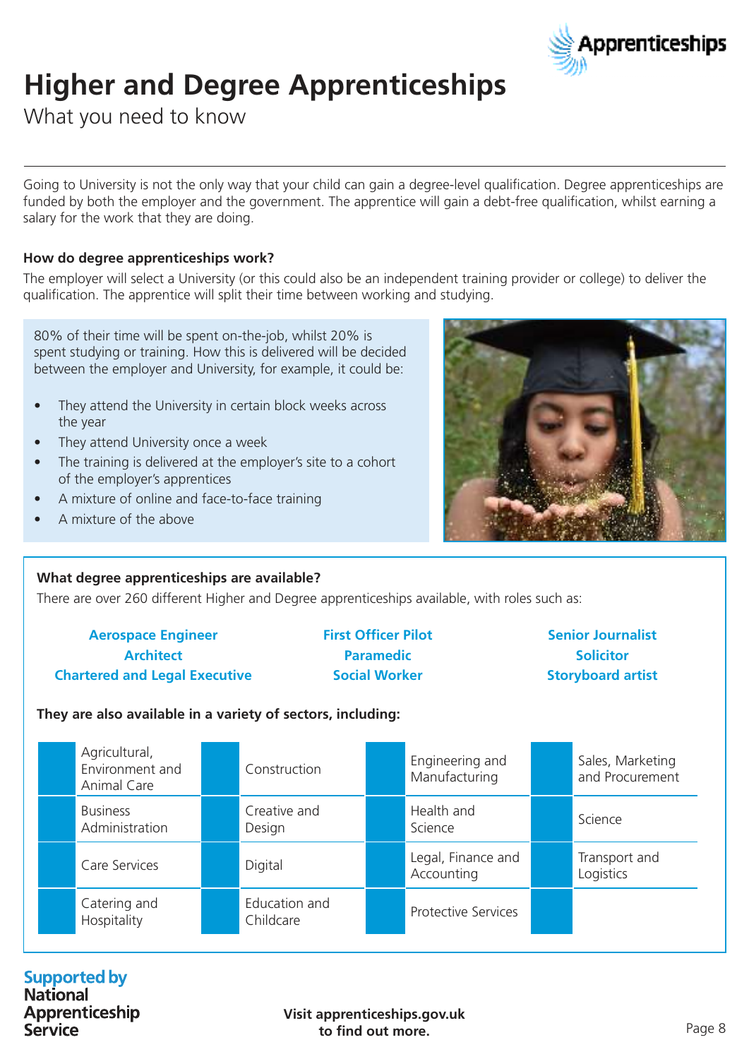# Higher and Degree Apprenticeships

What you need to know

Going to University is not the only way that your child can gain a degree-level qualification. Degree apprenticeships are funded by both the employer and the government. The apprentice will gain a debt-free qualification, whilst earning a salary for the work that they are doing.

**How do degree apprenticeships work?**

The employer will select a University (or this could also be an independent training provider or college) to deliver the qualification. The apprentice will split their time between working and studying.

80% of their time will be spent on-the-job, whilst 20% is spent studying or training. How this is delivered will be decided between the employer and University, for example, it could be:

- They attend the University in certain block weeks across the year
- They attend University once a week
- The training is delivered at the employer's site to a cohort of the employer's apprentices
- A mixture of online and face-to-face training
- A mixture of the above

**What degree apprenticeships are available?**

There are over 260 different Higher and Degree apprenticeships available, with roles such as:

**Aerospace Engineer**
**Architect**
**Chartered and Legal Executive**
**First Officer Pilot**
**Paramedic**
**Social Worker**
**Senior Journalist**
**Solicitor**
**Storyboard artist**

**They are also available in a variety of sectors, including:**

| | | | |
|---|---|---|---|
| Agricultural, Environment and Animal Care | Construction | Engineering and Manufacturing | Sales, Marketing and Procurement |
| Business Administration | Creative and Design | Health and Science | Science |
| Care Services | Digital | Legal, Finance and Accounting | Transport and Logistics |
| Catering and Hospitality | Education and Childcare | Protective Services | |

Supported by National Apprenticeship Service

**Visit apprenticeships.gov.uk to find out more.**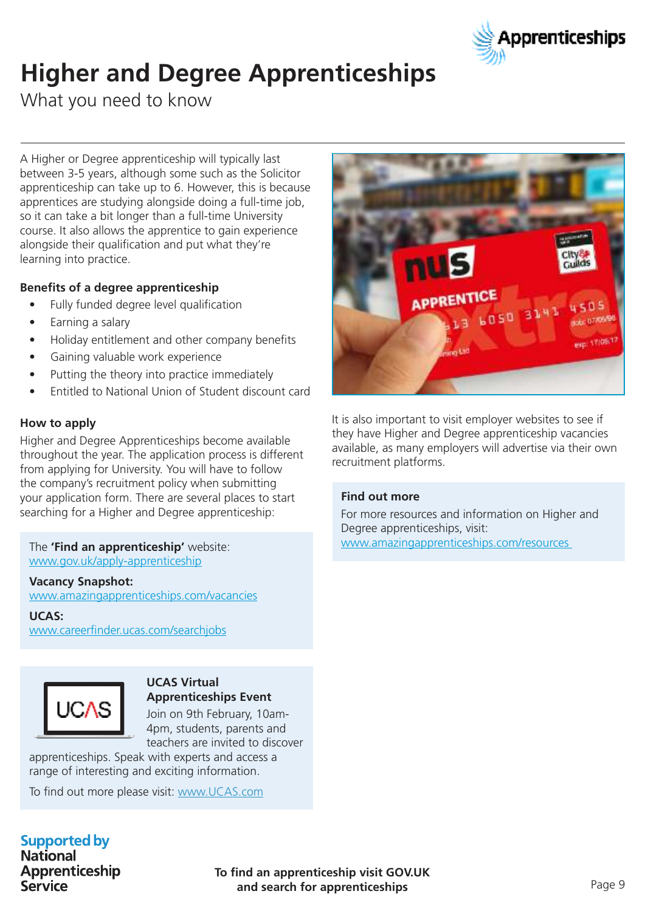# Higher and Degree Apprenticeships

What you need to know

A Higher or Degree apprenticeship will typically last between 3-5 years, although some such as the Solicitor apprenticeship can take up to 6. However, this is because apprentices are studying alongside doing a full-time job, so it can take a bit longer than a full-time University course. It also allows the apprentice to gain experience alongside their qualification and put what they're learning into practice.

### Benefits of a degree apprenticeship

- Fully funded degree level qualification
- Earning a salary
- Holiday entitlement and other company benefits
- Gaining valuable work experience
- Putting the theory into practice immediately
- Entitled to National Union of Student discount card

### How to apply

Higher and Degree Apprenticeships become available throughout the year. The application process is different from applying for University. You will have to follow the company's recruitment policy when submitting your application form. There are several places to start searching for a Higher and Degree apprenticeship:

The **'Find an apprenticeship'** website:
www.gov.uk/apply-apprenticeship

**Vacancy Snapshot:**
www.amazingapprenticeships.com/vacancies

**UCAS:**
www.careerfinder.ucas.com/searchjobs

**UCAS Virtual Apprenticeships Event**

Join on 9th February, 10am-4pm, students, parents and teachers are invited to discover apprenticeships. Speak with experts and access a range of interesting and exciting information.

To find out more please visit: www.UCAS.com

It is also important to visit employer websites to see if they have Higher and Degree apprenticeship vacancies available, as many employers will advertise via their own recruitment platforms.

### Find out more

For more resources and information on Higher and Degree apprenticeships, visit:
www.amazingapprenticeships.com/resources

Supported by National Apprenticeship Service

To find an apprenticeship visit GOV.UK and search for apprenticeships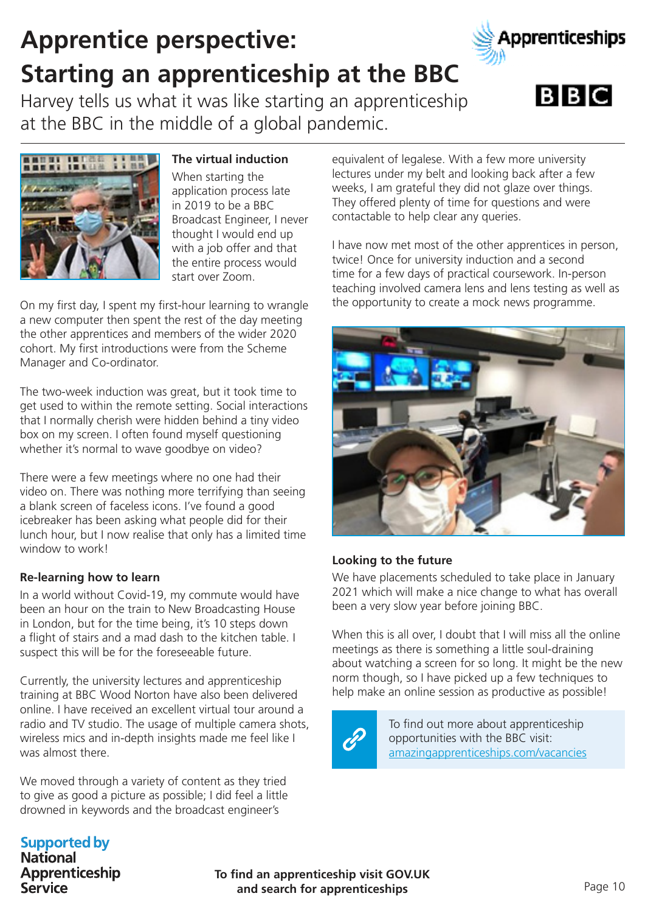# Apprentice perspective: Starting an apprenticeship at the BBC

Harvey tells us what it was like starting an apprenticeship at the BBC in the middle of a global pandemic.

### The virtual induction

When starting the application process late in 2019 to be a BBC Broadcast Engineer, I never thought I would end up with a job offer and that the entire process would start over Zoom.

On my first day, I spent my first-hour learning to wrangle a new computer then spent the rest of the day meeting the other apprentices and members of the wider 2020 cohort. My first introductions were from the Scheme Manager and Co-ordinator.

The two-week induction was great, but it took time to get used to within the remote setting. Social interactions that I normally cherish were hidden behind a tiny video box on my screen. I often found myself questioning whether it's normal to wave goodbye on video?

There were a few meetings where no one had their video on. There was nothing more terrifying than seeing a blank screen of faceless icons. I've found a good icebreaker has been asking what people did for their lunch hour, but I now realise that only has a limited time window to work!

### Re-learning how to learn

In a world without Covid-19, my commute would have been an hour on the train to New Broadcasting House in London, but for the time being, it's 10 steps down a flight of stairs and a mad dash to the kitchen table. I suspect this will be for the foreseeable future.

Currently, the university lectures and apprenticeship training at BBC Wood Norton have also been delivered online. I have received an excellent virtual tour around a radio and TV studio. The usage of multiple camera shots, wireless mics and in-depth insights made me feel like I was almost there.

We moved through a variety of content as they tried to give as good a picture as possible; I did feel a little drowned in keywords and the broadcast engineer's equivalent of legalese. With a few more university lectures under my belt and looking back after a few weeks, I am grateful they did not glaze over things. They offered plenty of time for questions and were contactable to help clear any queries.

I have now met most of the other apprentices in person, twice! Once for university induction and a second time for a few days of practical coursework. In-person teaching involved camera lens and lens testing as well as the opportunity to create a mock news programme.

### Looking to the future

We have placements scheduled to take place in January 2021 which will make a nice change to what has overall been a very slow year before joining BBC.

When this is all over, I doubt that I will miss all the online meetings as there is something a little soul-draining about watching a screen for so long. It might be the new norm though, so I have picked up a few techniques to help make an online session as productive as possible!

To find out more about apprenticeship opportunities with the BBC visit: [amazingapprenticeships.com/vacancies](amazingapprenticeships.com/vacancies)

**To find an apprenticeship visit GOV.UK and search for apprenticeships**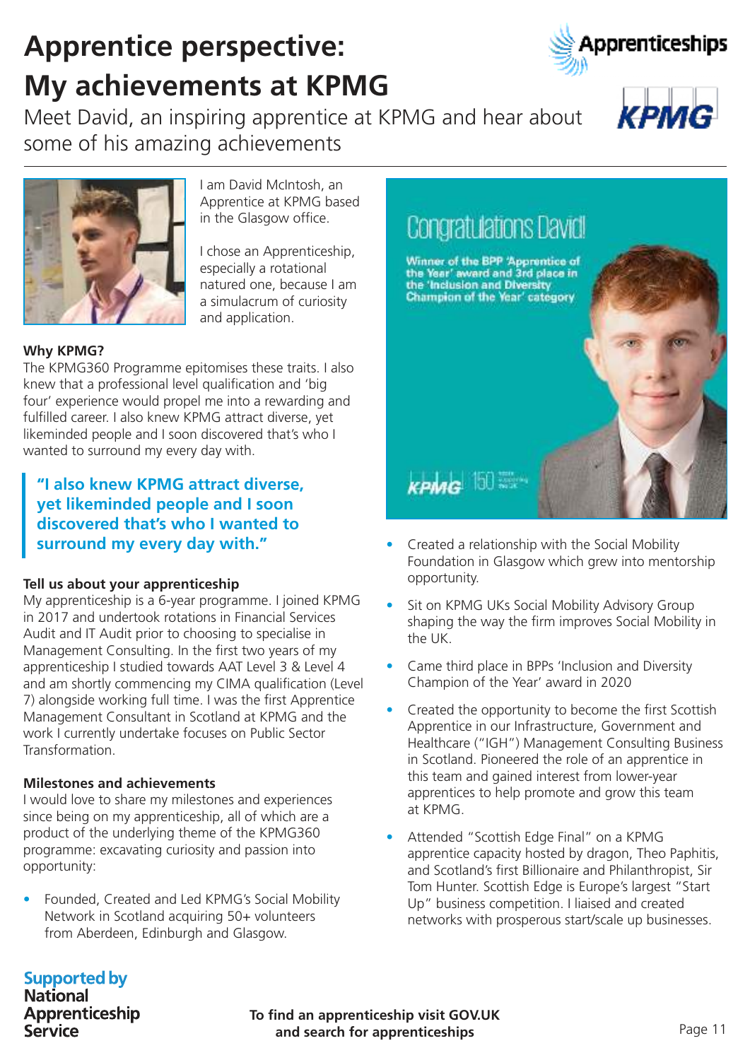# Apprentice perspective: My achievements at KPMG

Meet David, an inspiring apprentice at KPMG and hear about some of his amazing achievements

I am David McIntosh, an Apprentice at KPMG based in the Glasgow office.

I chose an Apprenticeship, especially a rotational natured one, because I am a simulacrum of curiosity and application.

### Why KPMG?

The KPMG360 Programme epitomises these traits. I also knew that a professional level qualification and 'big four' experience would propel me into a rewarding and fulfilled career. I also knew KPMG attract diverse, yet likeminded people and I soon discovered that's who I wanted to surround my every day with.

> **"I also knew KPMG attract diverse, yet likeminded people and I soon discovered that's who I wanted to surround my every day with."**

### Tell us about your apprenticeship

My apprenticeship is a 6-year programme. I joined KPMG in 2017 and undertook rotations in Financial Services Audit and IT Audit prior to choosing to specialise in Management Consulting. In the first two years of my apprenticeship I studied towards AAT Level 3 & Level 4 and am shortly commencing my CIMA qualification (Level 7) alongside working full time. I was the first Apprentice Management Consultant in Scotland at KPMG and the work I currently undertake focuses on Public Sector Transformation.

### Milestones and achievements

I would love to share my milestones and experiences since being on my apprenticeship, all of which are a product of the underlying theme of the KPMG360 programme: excavating curiosity and passion into opportunity:

- Founded, Created and Led KPMG's Social Mobility Network in Scotland acquiring 50+ volunteers from Aberdeen, Edinburgh and Glasgow.

Congratulations David!

Winner of the BPP 'Apprentice of the Year' award and 3rd place in the 'Inclusion and Diversity Champion of the Year' category

- Created a relationship with the Social Mobility Foundation in Glasgow which grew into mentorship opportunity.
- Sit on KPMG UKs Social Mobility Advisory Group shaping the way the firm improves Social Mobility in the UK.
- Came third place in BPPs 'Inclusion and Diversity Champion of the Year' award in 2020
- Created the opportunity to become the first Scottish Apprentice in our Infrastructure, Government and Healthcare ("IGH") Management Consulting Business in Scotland. Pioneered the role of an apprentice in this team and gained interest from lower-year apprentices to help promote and grow this team at KPMG.
- Attended "Scottish Edge Final" on a KPMG apprentice capacity hosted by dragon, Theo Paphitis, and Scotland's first Billionaire and Philanthropist, Sir Tom Hunter. Scottish Edge is Europe's largest "Start Up" business competition. I liaised and created networks with prosperous start/scale up businesses.

Supported by National Apprenticeship Service

**To find an apprenticeship visit GOV.UK and search for apprenticeships**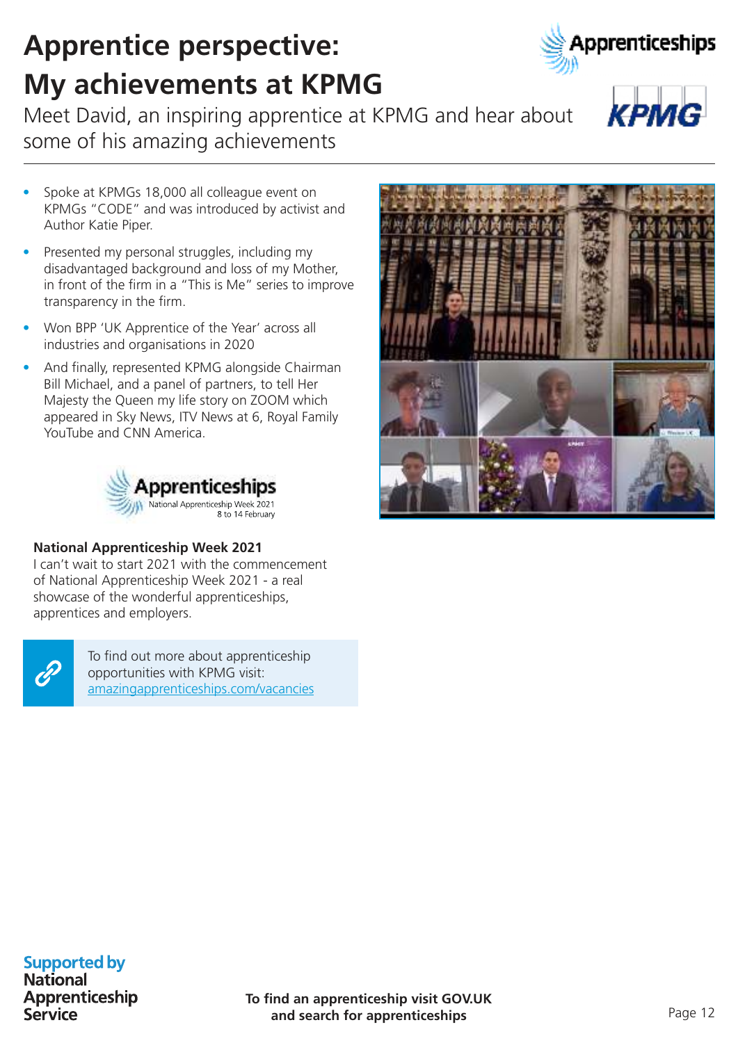# Apprentice perspective: My achievements at KPMG

Meet David, an inspiring apprentice at KPMG and hear about some of his amazing achievements

- Spoke at KPMGs 18,000 all colleague event on KPMGs "CODE" and was introduced by activist and Author Katie Piper.
- Presented my personal struggles, including my disadvantaged background and loss of my Mother, in front of the firm in a "This is Me" series to improve transparency in the firm.
- Won BPP 'UK Apprentice of the Year' across all industries and organisations in 2020
- And finally, represented KPMG alongside Chairman Bill Michael, and a panel of partners, to tell Her Majesty the Queen my life story on ZOOM which appeared in Sky News, ITV News at 6, Royal Family YouTube and CNN America.

Apprenticeships
National Apprenticeship Week 2021
8 to 14 February

**National Apprenticeship Week 2021**

I can't wait to start 2021 with the commencement of National Apprenticeship Week 2021 - a real showcase of the wonderful apprenticeships, apprentices and employers.

To find out more about apprenticeship opportunities with KPMG visit: amazingapprenticeships.com/vacancies

Supported by National Apprenticeship Service

**To find an apprenticeship visit GOV.UK and search for apprenticeships**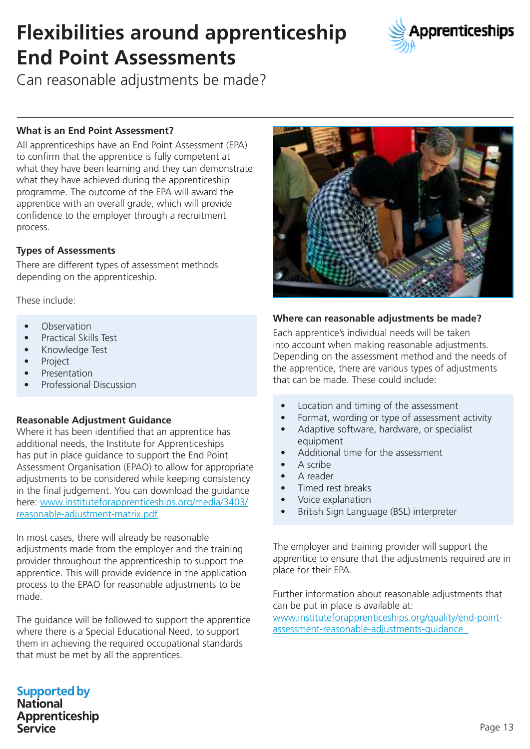# Flexibilities around apprenticeship End Point Assessments

Can reasonable adjustments be made?

### What is an End Point Assessment?

All apprenticeships have an End Point Assessment (EPA) to confirm that the apprentice is fully competent at what they have been learning and they can demonstrate what they have achieved during the apprenticeship programme. The outcome of the EPA will award the apprentice with an overall grade, which will provide confidence to the employer through a recruitment process.

### Types of Assessments

There are different types of assessment methods depending on the apprenticeship.

These include:

- Observation
- Practical Skills Test
- Knowledge Test
- Project
- Presentation
- Professional Discussion

### Reasonable Adjustment Guidance

Where it has been identified that an apprentice has additional needs, the Institute for Apprenticeships has put in place guidance to support the End Point Assessment Organisation (EPAO) to allow for appropriate adjustments to be considered while keeping consistency in the final judgement. You can download the guidance here: [www.instituteforapprenticeships.org/media/3403/reasonable-adjustment-matrix.pdf](www.instituteforapprenticeships.org/media/3403/reasonable-adjustment-matrix.pdf)

In most cases, there will already be reasonable adjustments made from the employer and the training provider throughout the apprenticeship to support the apprentice. This will provide evidence in the application process to the EPAO for reasonable adjustments to be made.

The guidance will be followed to support the apprentice where there is a Special Educational Need, to support them in achieving the required occupational standards that must be met by all the apprentices.

### Where can reasonable adjustments be made?

Each apprentice's individual needs will be taken into account when making reasonable adjustments. Depending on the assessment method and the needs of the apprentice, there are various types of adjustments that can be made. These could include:

- Location and timing of the assessment
- Format, wording or type of assessment activity
- Adaptive software, hardware, or specialist equipment
- Additional time for the assessment
- A scribe
- A reader
- Timed rest breaks
- Voice explanation
- British Sign Language (BSL) interpreter

The employer and training provider will support the apprentice to ensure that the adjustments required are in place for their EPA.

Further information about reasonable adjustments that can be put in place is available at: [www.instituteforapprenticeships.org/quality/end-point-assessment-reasonable-adjustments-guidance](www.instituteforapprenticeships.org/quality/end-point-assessment-reasonable-adjustments-guidance)

Supported by National Apprenticeship Service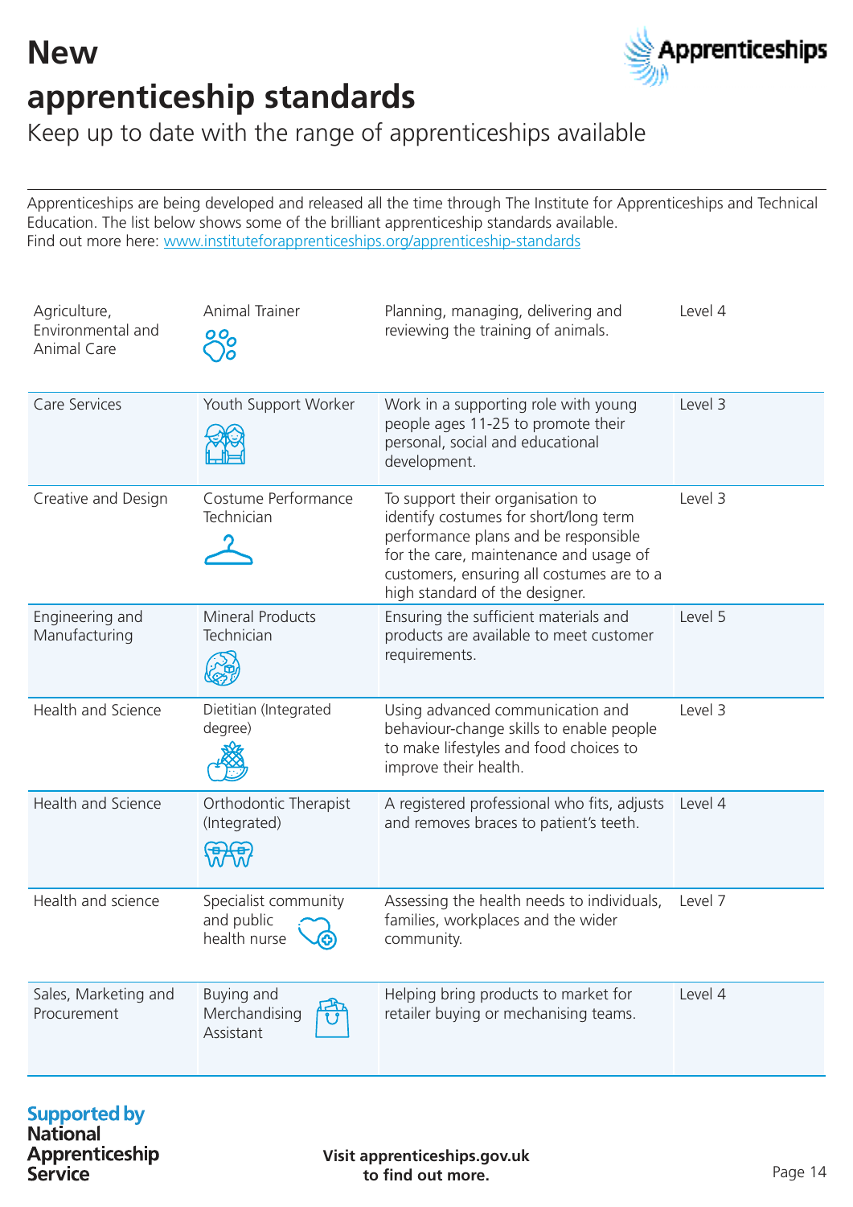# New apprenticeship standards

Keep up to date with the range of apprenticeships available

Apprenticeships are being developed and released all the time through The Institute for Apprenticeships and Technical Education. The list below shows some of the brilliant apprenticeship standards available.
Find out more here: [www.instituteforapprenticeships.org/apprenticeship-standards](www.instituteforapprenticeships.org/apprenticeship-standards)

| Sector | Standard | Description | Level |
|---|---|---|---|
| Agriculture, Environmental and Animal Care | Animal Trainer | Planning, managing, delivering and reviewing the training of animals. | Level 4 |
| Care Services | Youth Support Worker | Work in a supporting role with young people ages 11-25 to promote their personal, social and educational development. | Level 3 |
| Creative and Design | Costume Performance Technician | To support their organisation to identify costumes for short/long term performance plans and be responsible for the care, maintenance and usage of customers, ensuring all costumes are to a high standard of the designer. | Level 3 |
| Engineering and Manufacturing | Mineral Products Technician | Ensuring the sufficient materials and products are available to meet customer requirements. | Level 5 |
| Health and Science | Dietitian (Integrated degree) | Using advanced communication and behaviour-change skills to enable people to make lifestyles and food choices to improve their health. | Level 3 |
| Health and Science | Orthodontic Therapist (Integrated) | A registered professional who fits, adjusts and removes braces to patient's teeth. | Level 4 |
| Health and science | Specialist community and public health nurse | Assessing the health needs to individuals, families, workplaces and the wider community. | Level 7 |
| Sales, Marketing and Procurement | Buying and Merchandising Assistant | Helping bring products to market for retailer buying or mechanising teams. | Level 4 |

Supported by National Apprenticeship Service

**Visit apprenticeships.gov.uk to find out more.**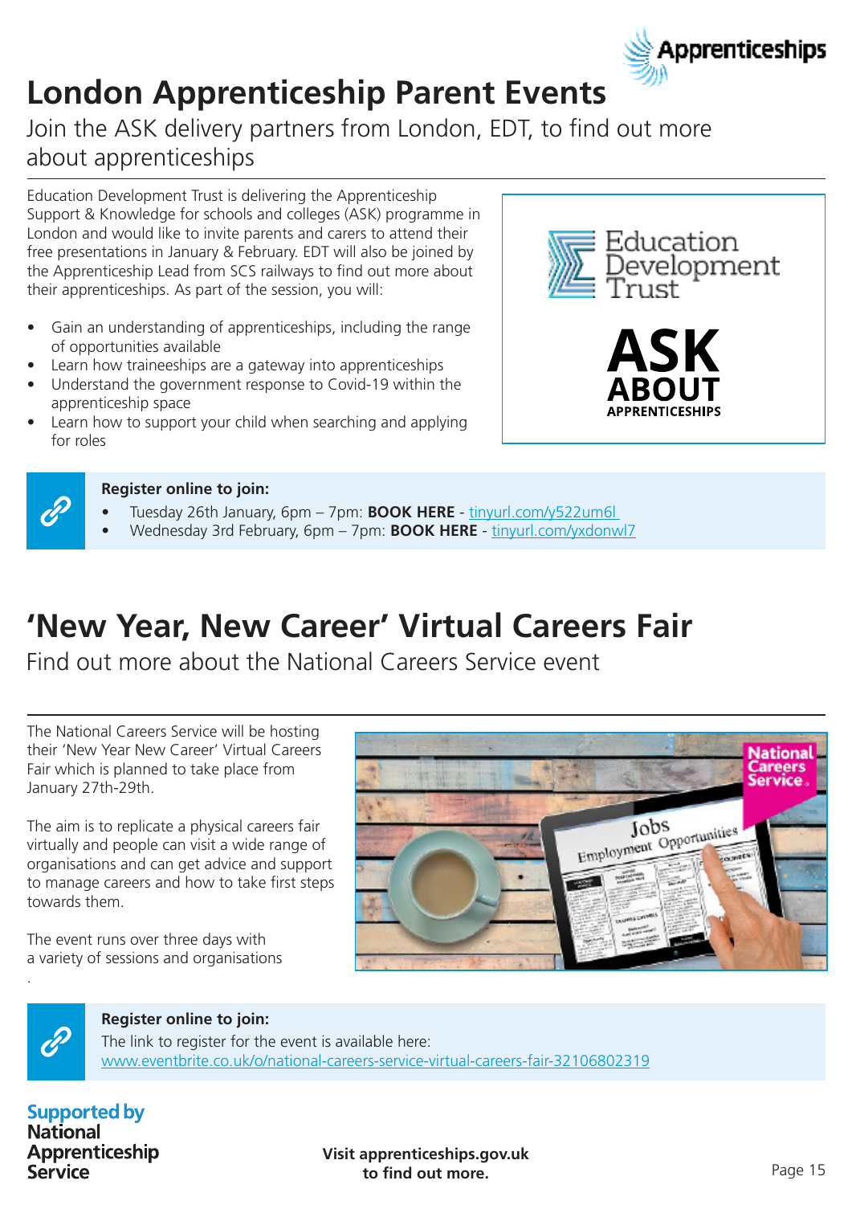# London Apprenticeship Parent Events

Join the ASK delivery partners from London, EDT, to find out more about apprenticeships

Education Development Trust is delivering the Apprenticeship Support & Knowledge for schools and colleges (ASK) programme in London and would like to invite parents and carers to attend their free presentations in January & February. EDT will also be joined by the Apprenticeship Lead from SCS railways to find out more about their apprenticeships. As part of the session, you will:

- Gain an understanding of apprenticeships, including the range of opportunities available
- Learn how traineeships are a gateway into apprenticeships
- Understand the government response to Covid-19 within the apprenticeship space
- Learn how to support your child when searching and applying for roles

**Register online to join:**

- Tuesday 26th January, 6pm – 7pm: **BOOK HERE** - tinyurl.com/y522um6l
- Wednesday 3rd February, 6pm – 7pm: **BOOK HERE** - tinyurl.com/yxdonwl7

# 'New Year, New Career' Virtual Careers Fair

Find out more about the National Careers Service event

The National Careers Service will be hosting their 'New Year New Career' Virtual Careers Fair which is planned to take place from January 27th-29th.

The aim is to replicate a physical careers fair virtually and people can visit a wide range of organisations and can get advice and support to manage careers and how to take first steps towards them.

The event runs over three days with a variety of sessions and organisations

**Register online to join:**

The link to register for the event is available here:
www.eventbrite.co.uk/o/national-careers-service-virtual-careers-fair-32106802319

Supported by National Apprenticeship Service

**Visit apprenticeships.gov.uk to find out more.**